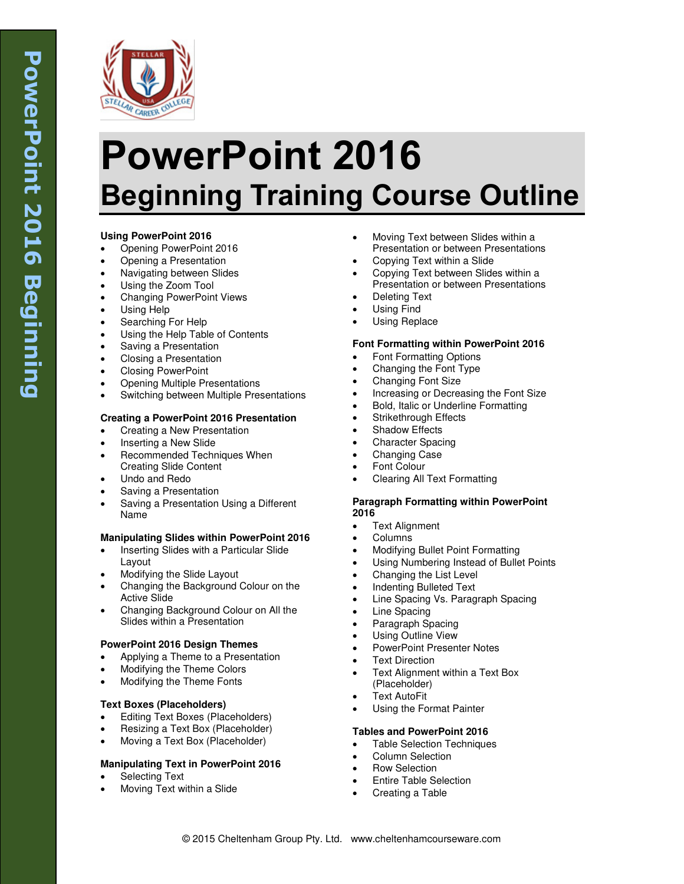# PowerPoint 2016

## Beginning Training Course Outline

### Using PowerPoint 2016

- Opening PowerPoint 2016
- Opening a Presentation
- Navigating between Slides
- Using the Zoom Tool
- Changing PowerPoint Views
- Using Help
- Searching For Help
- Using the Help Table of Contents
- Saving a Presentation
- Closing a Presentation
- Closing PowerPoint
- Opening Multiple Presentations
- Switching between Multiple Presentations

### Creating a PowerPoint 2016 Presentation

- Creating a New Presentation
- Inserting a New Slide
- Recommended Techniques When Creating Slide Content
- Undo and Redo
- Saving a Presentation
- Saving a Presentation Using a Different Name

### Manipulating Slides within PowerPoint 2016

- Inserting Slides with a Particular Slide Layout
- Modifying the Slide Layout
- Changing the Background Colour on the Active Slide
- Changing Background Colour on All the Slides within a Presentation

### PowerPoint 2016 Design Themes

- Applying a Theme to a Presentation
- Modifying the Theme Colors
- Modifying the Theme Fonts

### Text Boxes (Placeholders)

- Editing Text Boxes (Placeholders)
- Resizing a Text Box (Placeholder)
- Moving a Text Box (Placeholder)

### Manipulating Text in PowerPoint 2016

- Selecting Text
- Moving Text within a Slide
- Moving Text between Slides within a Presentation or between Presentations
- Copying Text within a Slide
- Copying Text between Slides within a Presentation or between Presentations
- Deleting Text
- Using Find
- Using Replace

### Font Formatting within PowerPoint 2016

- Font Formatting Options
- Changing the Font Type
- Changing Font Size
- Increasing or Decreasing the Font Size
- Bold, Italic or Underline Formatting
- Strikethrough Effects
- Shadow Effects
- Character Spacing
- Changing Case
- Font Colour
- Clearing All Text Formatting

### Paragraph Formatting within PowerPoint 2016

- Text Alignment
- Columns
- Modifying Bullet Point Formatting
- Using Numbering Instead of Bullet Points
- Changing the List Level
- Indenting Bulleted Text
- Line Spacing Vs. Paragraph Spacing
- Line Spacing
- Paragraph Spacing
- Using Outline View
- PowerPoint Presenter Notes
- Text Direction
- Text Alignment within a Text Box (Placeholder)
- Text AutoFit
- Using the Format Painter

### Tables and PowerPoint 2016

- Table Selection Techniques
- Column Selection
- Row Selection
- Entire Table Selection
- Creating a Table

© 2015 Cheltenham Group Pty. Ltd. www.cheltenhamcourseware.com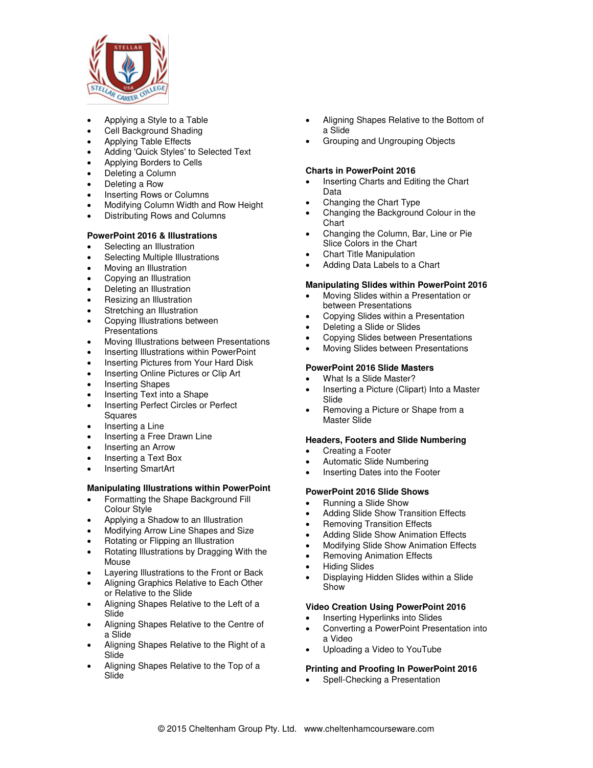- Applying a Style to a Table
- Cell Background Shading
- Applying Table Effects
- Adding 'Quick Styles' to Selected Text
- Applying Borders to Cells
- Deleting a Column
- Deleting a Row
- Inserting Rows or Columns
- Modifying Column Width and Row Height
- Distributing Rows and Columns

**PowerPoint 2016 & Illustrations**

- Selecting an Illustration
- Selecting Multiple Illustrations
- Moving an Illustration
- Copying an Illustration
- Deleting an Illustration
- Resizing an Illustration
- Stretching an Illustration
- Copying Illustrations between Presentations
- Moving Illustrations between Presentations
- Inserting Illustrations within PowerPoint
- Inserting Pictures from Your Hard Disk
- Inserting Online Pictures or Clip Art
- Inserting Shapes
- Inserting Text into a Shape
- Inserting Perfect Circles or Perfect Squares
- Inserting a Line
- Inserting a Free Drawn Line
- Inserting an Arrow
- Inserting a Text Box
- Inserting SmartArt

**Manipulating Illustrations within PowerPoint**

- Formatting the Shape Background Fill Colour Style
- Applying a Shadow to an Illustration
- Modifying Arrow Line Shapes and Size
- Rotating or Flipping an Illustration
- Rotating Illustrations by Dragging With the Mouse
- Layering Illustrations to the Front or Back
- Aligning Graphics Relative to Each Other or Relative to the Slide
- Aligning Shapes Relative to the Left of a Slide
- Aligning Shapes Relative to the Centre of a Slide
- Aligning Shapes Relative to the Right of a Slide
- Aligning Shapes Relative to the Top of a Slide
- Aligning Shapes Relative to the Bottom of a Slide
- Grouping and Ungrouping Objects

**Charts in PowerPoint 2016**

- Inserting Charts and Editing the Chart Data
- Changing the Chart Type
- Changing the Background Colour in the Chart
- Changing the Column, Bar, Line or Pie Slice Colors in the Chart
- Chart Title Manipulation
- Adding Data Labels to a Chart

**Manipulating Slides within PowerPoint 2016**

- Moving Slides within a Presentation or between Presentations
- Copying Slides within a Presentation
- Deleting a Slide or Slides
- Copying Slides between Presentations
- Moving Slides between Presentations

**PowerPoint 2016 Slide Masters**

- What Is a Slide Master?
- Inserting a Picture (Clipart) Into a Master Slide
- Removing a Picture or Shape from a Master Slide

**Headers, Footers and Slide Numbering**

- Creating a Footer
- Automatic Slide Numbering
- Inserting Dates into the Footer

**PowerPoint 2016 Slide Shows**

- Running a Slide Show
- Adding Slide Show Transition Effects
- Removing Transition Effects
- Adding Slide Show Animation Effects
- Modifying Slide Show Animation Effects
- Removing Animation Effects
- Hiding Slides
- Displaying Hidden Slides within a Slide Show

**Video Creation Using PowerPoint 2016**

- Inserting Hyperlinks into Slides
- Converting a PowerPoint Presentation into a Video
- Uploading a Video to YouTube

**Printing and Proofing In PowerPoint 2016**

- Spell-Checking a Presentation

© 2015 Cheltenham Group Pty. Ltd. www.cheltenhamcourseware.com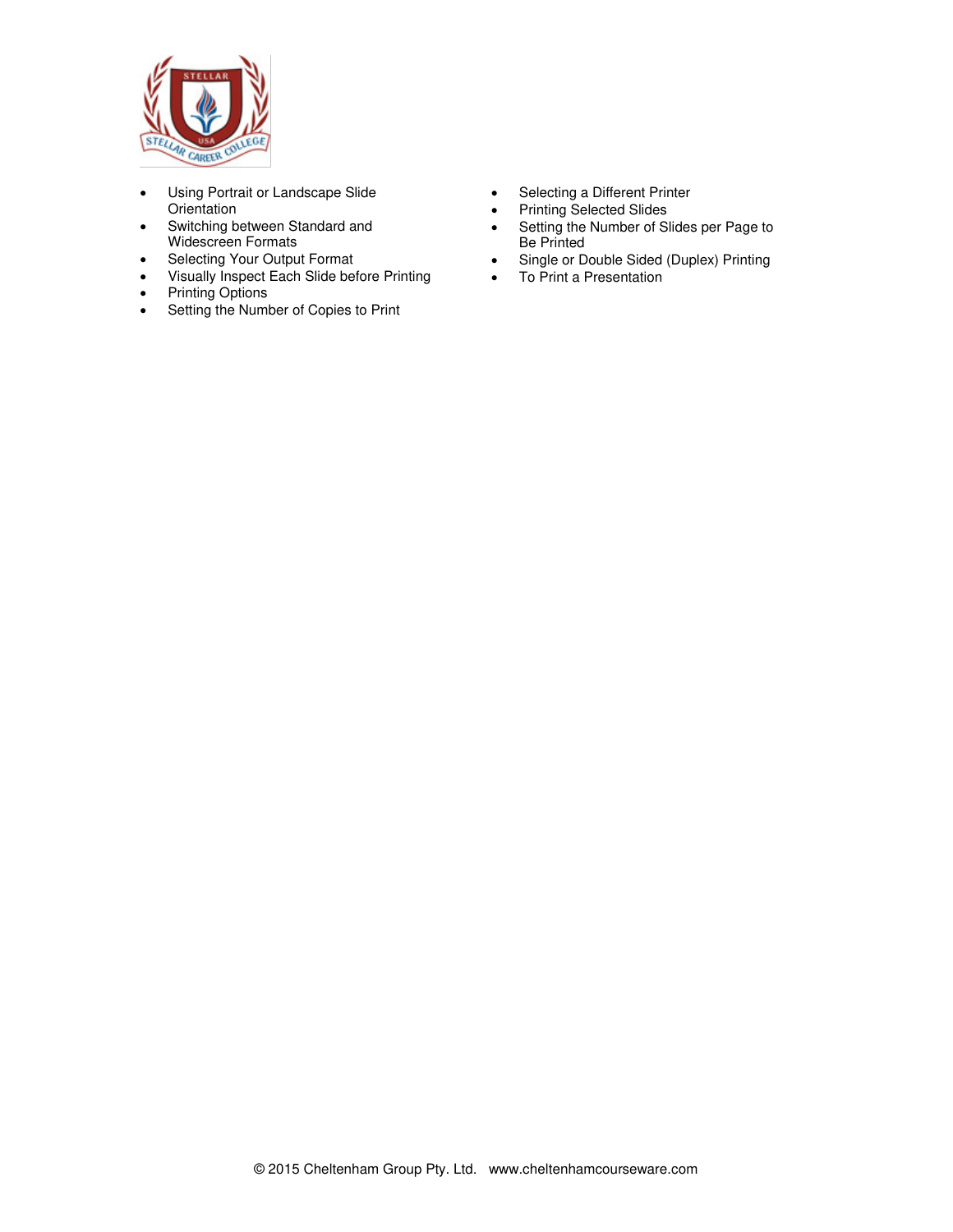- Using Portrait or Landscape Slide Orientation
- Switching between Standard and Widescreen Formats
- Selecting Your Output Format
- Visually Inspect Each Slide before Printing
- Printing Options
- Setting the Number of Copies to Print
- Selecting a Different Printer
- Printing Selected Slides
- Setting the Number of Slides per Page to Be Printed
- Single or Double Sided (Duplex) Printing
- To Print a Presentation

© 2015 Cheltenham Group Pty. Ltd. www.cheltenhamcourseware.com